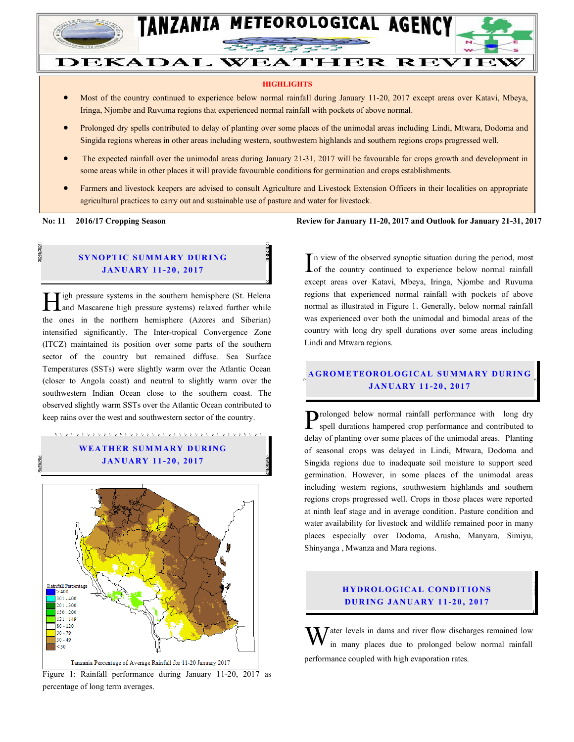# TANZANIA METEOROLOGICAL AGENCY

# DEKADAL WEATHER REVIEW

## HIGHLIGHTS

- Most of the country continued to experience below normal rainfall during January 11-20, 2017 except areas over Katavi, Mbeya, Iringa, Njombe and Ruvuma regions that experienced normal rainfall with pockets of above normal.
- Prolonged dry spells contributed to delay of planting over some places of the unimodal areas including Lindi, Mtwara, Dodoma and Singida regions whereas in other areas including western, southwestern highlands and southern regions crops progressed well.
- The expected rainfall over the unimodal areas during January 21-31, 2017 will be favourable for crops growth and development in some areas while in other places it will provide favourable conditions for germination and crops establishments.
- Farmers and livestock keepers are advised to consult Agriculture and Livestock Extension Officers in their localities on appropriate agricultural practices to carry out and sustainable use of pasture and water for livestock.

**No: 11 2016/17 Cropping Season** **Review for January 11-20, 2017 and Outlook for January 21-31, 2017**

## SYNOPTIC SUMMARY DURING JANUARY 11-20, 2017

High pressure systems in the southern hemisphere (St. Helena and Mascarene high pressure systems) relaxed further while the ones in the northern hemisphere (Azores and Siberian) intensified significantly. The Inter-tropical Convergence Zone (ITCZ) maintained its position over some parts of the southern sector of the country but remained diffuse. Sea Surface Temperatures (SSTs) were slightly warm over the Atlantic Ocean (closer to Angola coast) and neutral to slightly warm over the southwestern Indian Ocean close to the southern coast. The observed slightly warm SSTs over the Atlantic Ocean contributed to keep rains over the west and southwestern sector of the country.

## WEATHER SUMMARY DURING JANUARY 11-20, 2017

Rainfall Percentage
- > 400
- 301 - 400
- 201 - 300
- 150 - 200
- 121 - 149
- 80 - 120
- 50 - 79
- 30 - 49
- < 30

Tanzania Percentage of Average Rainfall for 11-20 January 2017

Figure 1: Rainfall performance during January 11-20, 2017 as percentage of long term averages.

In view of the observed synoptic situation during the period, most of the country continued to experience below normal rainfall except areas over Katavi, Mbeya, Iringa, Njombe and Ruvuma regions that experienced normal rainfall with pockets of above normal as illustrated in Figure 1. Generally, below normal rainfall was experienced over both the unimodal and bimodal areas of the country with long dry spell durations over some areas including Lindi and Mtwara regions.

## AGROMETEOROLOGICAL SUMMARY DURING JANUARY 11-20, 2017

Prolonged below normal rainfall performance with long dry spell durations hampered crop performance and contributed to delay of planting over some places of the unimodal areas. Planting of seasonal crops was delayed in Lindi, Mtwara, Dodoma and Singida regions due to inadequate soil moisture to support seed germination. However, in some places of the unimodal areas including western regions, southwestern highlands and southern regions crops progressed well. Crops in those places were reported at ninth leaf stage and in average condition. Pasture condition and water availability for livestock and wildlife remained poor in many places especially over Dodoma, Arusha, Manyara, Simiyu, Shinyanga , Mwanza and Mara regions.

## HYDROLOGICAL CONDITIONS DURING JANUARY 11-20, 2017

Water levels in dams and river flow discharges remained low in many places due to prolonged below normal rainfall performance coupled with high evaporation rates.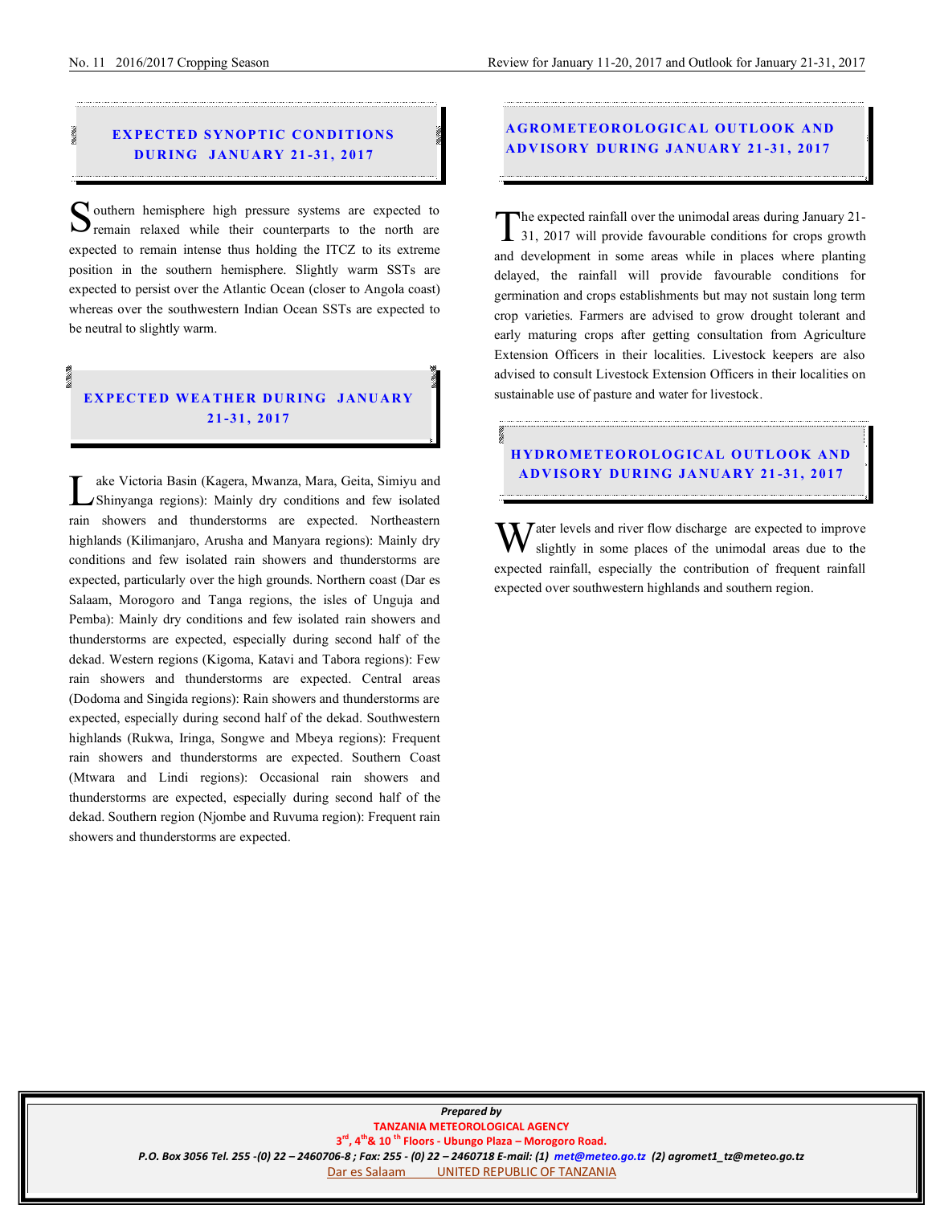## EXPECTED SYNOPTIC CONDITIONS DURING JANUARY 21-31, 2017

Southern hemisphere high pressure systems are expected to remain relaxed while their counterparts to the north are expected to remain intense thus holding the ITCZ to its extreme position in the southern hemisphere. Slightly warm SSTs are expected to persist over the Atlantic Ocean (closer to Angola coast) whereas over the southwestern Indian Ocean SSTs are expected to be neutral to slightly warm.

## EXPECTED WEATHER DURING JANUARY 21-31, 2017

Lake Victoria Basin (Kagera, Mwanza, Mara, Geita, Simiyu and Shinyanga regions): Mainly dry conditions and few isolated rain showers and thunderstorms are expected. Northeastern highlands (Kilimanjaro, Arusha and Manyara regions): Mainly dry conditions and few isolated rain showers and thunderstorms are expected, particularly over the high grounds. Northern coast (Dar es Salaam, Morogoro and Tanga regions, the isles of Unguja and Pemba): Mainly dry conditions and few isolated rain showers and thunderstorms are expected, especially during second half of the dekad. Western regions (Kigoma, Katavi and Tabora regions): Few rain showers and thunderstorms are expected. Central areas (Dodoma and Singida regions): Rain showers and thunderstorms are expected, especially during second half of the dekad. Southwestern highlands (Rukwa, Iringa, Songwe and Mbeya regions): Frequent rain showers and thunderstorms are expected. Southern Coast (Mtwara and Lindi regions): Occasional rain showers and thunderstorms are expected, especially during second half of the dekad. Southern region (Njombe and Ruvuma region): Frequent rain showers and thunderstorms are expected.

## AGROMETEOROLOGICAL OUTLOOK AND ADVISORY DURING JANUARY 21-31, 2017

The expected rainfall over the unimodal areas during January 21-31, 2017 will provide favourable conditions for crops growth and development in some areas while in places where planting delayed, the rainfall will provide favourable conditions for germination and crops establishments but may not sustain long term crop varieties. Farmers are advised to grow drought tolerant and early maturing crops after getting consultation from Agriculture Extension Officers in their localities. Livestock keepers are also advised to consult Livestock Extension Officers in their localities on sustainable use of pasture and water for livestock.

## HYDROMETEOROLOGICAL OUTLOOK AND ADVISORY DURING JANUARY 21-31, 2017

Water levels and river flow discharge are expected to improve slightly in some places of the unimodal areas due to the expected rainfall, especially the contribution of frequent rainfall expected over southwestern highlands and southern region.

*Prepared by*

**TANZANIA METEOROLOGICAL AGENCY**

**3rd, 4th & 10th Floors - Ubungo Plaza – Morogoro Road.**

*P.O. Box 3056 Tel. 255 -(0) 22 – 2460706-8 ; Fax: 255 - (0) 22 – 2460718 E-mail: (1) met@meteo.go.tz (2) agromet1_tz@meteo.go.tz*

Dar es Salaam UNITED REPUBLIC OF TANZANIA